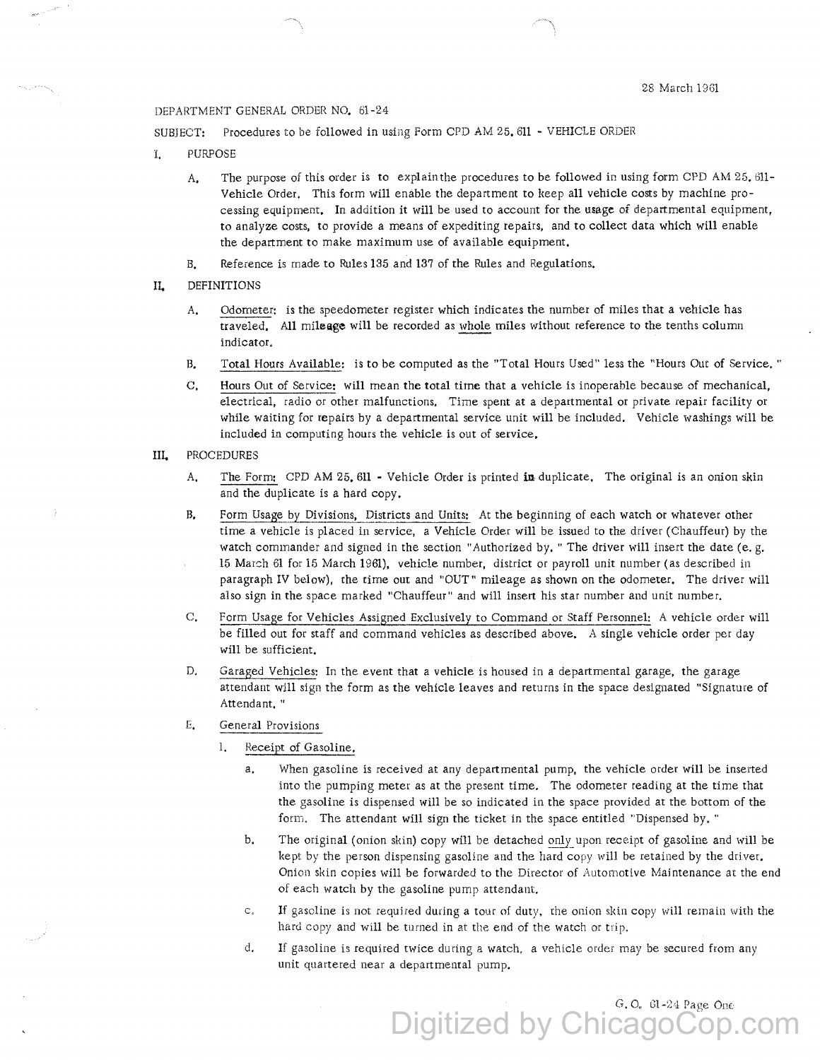28 March 1961

DEPARTMENT GENERAL ORDER NO. 61-24

SUBJECT: Procedures to be followed in using Form CPD AM 25. 611 - VEHICLE ORDER

I. PURPOSE

A. The purpose of this order is to explain the procedures to be followed in using form CPD AM 25. 611- Vehicle Order. This form will enable the department to keep all vehicle costs by machine processing equipment. In addition it will be used to account for the usage of departmental equipment, to analyze costs, to provide a means of expediting repairs, and to collect data which will enable the department to make maximum use of available equipment.

B. Reference is made to Rules 135 and 137 of the Rules and Regulations.

II. DEFINITIONS

A. Odometer: is the speedometer register which indicates the number of miles that a vehicle has traveled. All mileage will be recorded as whole miles without reference to the tenths column indicator.

B. Total Hours Available: is to be computed as the "Total Hours Used" less the "Hours Out of Service."

C. Hours Out of Service: will mean the total time that a vehicle is inoperable because of mechanical, electrical, radio or other malfunctions. Time spent at a departmental or private repair facility or while waiting for repairs by a departmental service unit will be included. Vehicle washings will be included in computing hours the vehicle is out of service.

III. PROCEDURES

A. The Form: CPD AM 25. 611 - Vehicle Order is printed in duplicate. The original is an onion skin and the duplicate is a hard copy.

B. Form Usage by Divisions, Districts and Units: At the beginning of each watch or whatever other time a vehicle is placed in service, a Vehicle Order will be issued to the driver (Chauffeur) by the watch commander and signed in the section "Authorized by." The driver will insert the date (e.g. 15 March 61 for 15 March 1961), vehicle number, district or payroll unit number (as described in paragraph IV below), the time out and "OUT" mileage as shown on the odometer. The driver will also sign in the space marked "Chauffeur" and will insert his star number and unit number.

C. Form Usage for Vehicles Assigned Exclusively to Command or Staff Personnel: A vehicle order will be filled out for staff and command vehicles as described above. A single vehicle order per day will be sufficient.

D. Garaged Vehicles: In the event that a vehicle is housed in a departmental garage, the garage attendant will sign the form as the vehicle leaves and returns in the space designated "Signature of Attendant."

E. General Provisions

1. Receipt of Gasoline.

   a. When gasoline is received at any departmental pump, the vehicle order will be inserted into the pumping meter as at the present time. The odometer reading at the time that the gasoline is dispensed will be so indicated in the space provided at the bottom of the form. The attendant will sign the ticket in the space entitled "Dispensed by."

   b. The original (onion skin) copy will be detached only upon receipt of gasoline and will be kept by the person dispensing gasoline and the hard copy will be retained by the driver. Onion skin copies will be forwarded to the Director of Automotive Maintenance at the end of each watch by the gasoline pump attendant.

   c. If gasoline is not required during a tour of duty, the onion skin copy will remain with the hard copy and will be turned in at the end of the watch or trip.

   d. If gasoline is required twice during a watch, a vehicle order may be secured from any unit quartered near a departmental pump.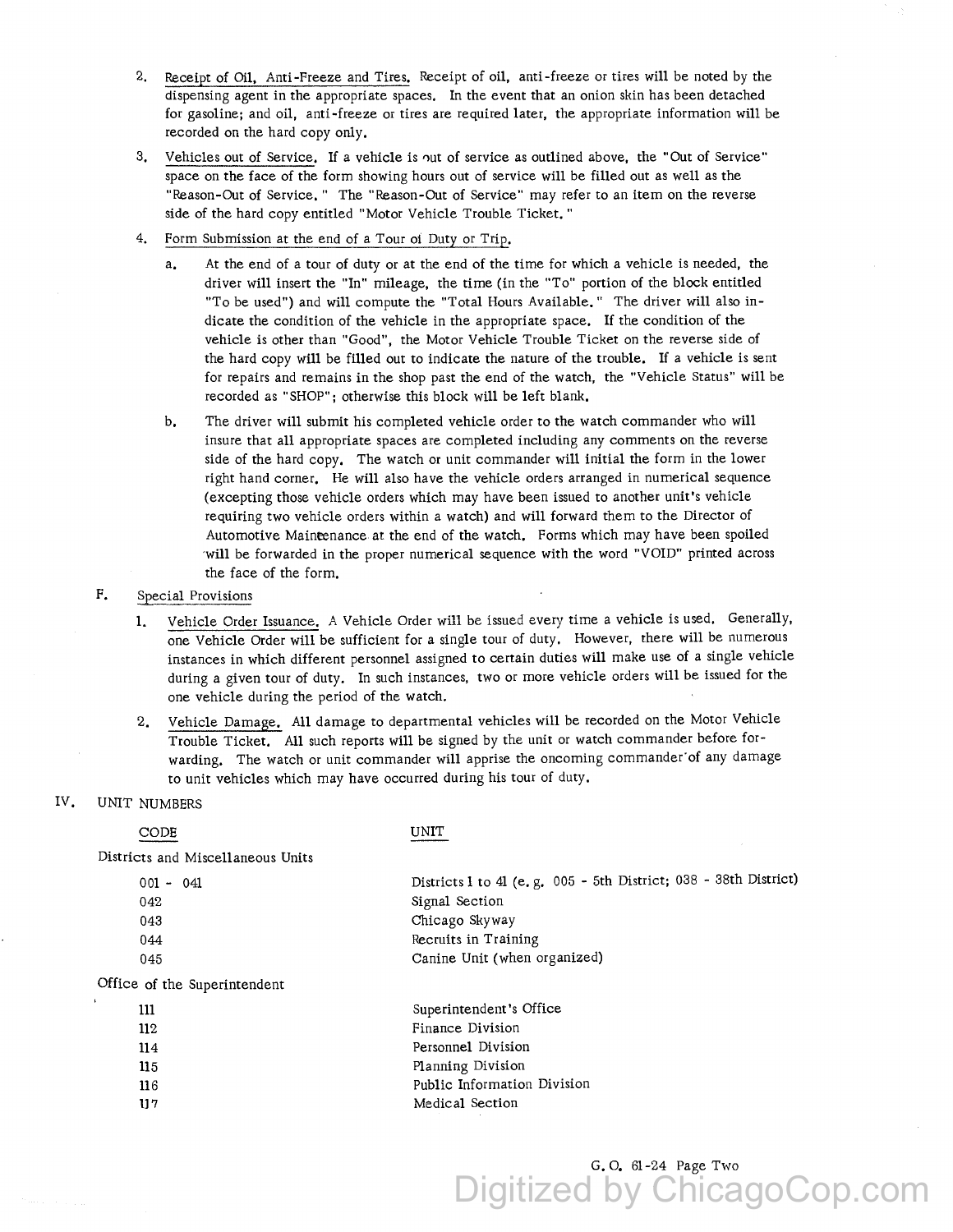2. Receipt of Oil, Anti-Freeze and Tires. Receipt of oil, anti-freeze or tires will be noted by the dispensing agent in the appropriate spaces. In the event that an onion skin has been detached for gasoline; and oil, anti-freeze or tires are required later, the appropriate information will be recorded on the hard copy only.

3. Vehicles out of Service. If a vehicle is out of service as outlined above, the "Out of Service" space on the face of the form showing hours out of service will be filled out as well as the "Reason-Out of Service." The "Reason-Out of Service" may refer to an item on the reverse side of the hard copy entitled "Motor Vehicle Trouble Ticket."

4. Form Submission at the end of a Tour of Duty or Trip.

   a. At the end of a tour of duty or at the end of the time for which a vehicle is needed, the driver will insert the "In" mileage, the time (in the "To" portion of the block entitled "To be used") and will compute the "Total Hours Available." The driver will also indicate the condition of the vehicle in the appropriate space. If the condition of the vehicle is other than "Good", the Motor Vehicle Trouble Ticket on the reverse side of the hard copy will be filled out to indicate the nature of the trouble. If a vehicle is sent for repairs and remains in the shop past the end of the watch, the "Vehicle Status" will be recorded as "SHOP"; otherwise this block will be left blank.

   b. The driver will submit his completed vehicle order to the watch commander who will insure that all appropriate spaces are completed including any comments on the reverse side of the hard copy. The watch or unit commander will initial the form in the lower right hand corner. He will also have the vehicle orders arranged in numerical sequence (excepting those vehicle orders which may have been issued to another unit's vehicle requiring two vehicle orders within a watch) and will forward them to the Director of Automotive Maintenance at the end of the watch. Forms which may have been spoiled will be forwarded in the proper numerical sequence with the word "VOID" printed across the face of the form.

F. Special Provisions

1. Vehicle Order Issuance. A Vehicle Order will be issued every time a vehicle is used. Generally, one Vehicle Order will be sufficient for a single tour of duty. However, there will be numerous instances in which different personnel assigned to certain duties will make use of a single vehicle during a given tour of duty. In such instances, two or more vehicle orders will be issued for the one vehicle during the period of the watch.

2. Vehicle Damage. All damage to departmental vehicles will be recorded on the Motor Vehicle Trouble Ticket. All such reports will be signed by the unit or watch commander before forwarding. The watch or unit commander will apprise the oncoming commander of any damage to unit vehicles which may have occurred during his tour of duty.

IV. UNIT NUMBERS

| CODE | UNIT |
|---|---|
| **Districts and Miscellaneous Units** | |
| 001 - 041 | Districts 1 to 41 (e.g. 005 - 5th District; 038 - 38th District) |
| 042 | Signal Section |
| 043 | Chicago Skyway |
| 044 | Recruits in Training |
| 045 | Canine Unit (when organized) |
| **Office of the Superintendent** | |
| 111 | Superintendent's Office |
| 112 | Finance Division |
| 114 | Personnel Division |
| 115 | Planning Division |
| 116 | Public Information Division |
| 117 | Medical Section |

G.O. 61-24 Page Two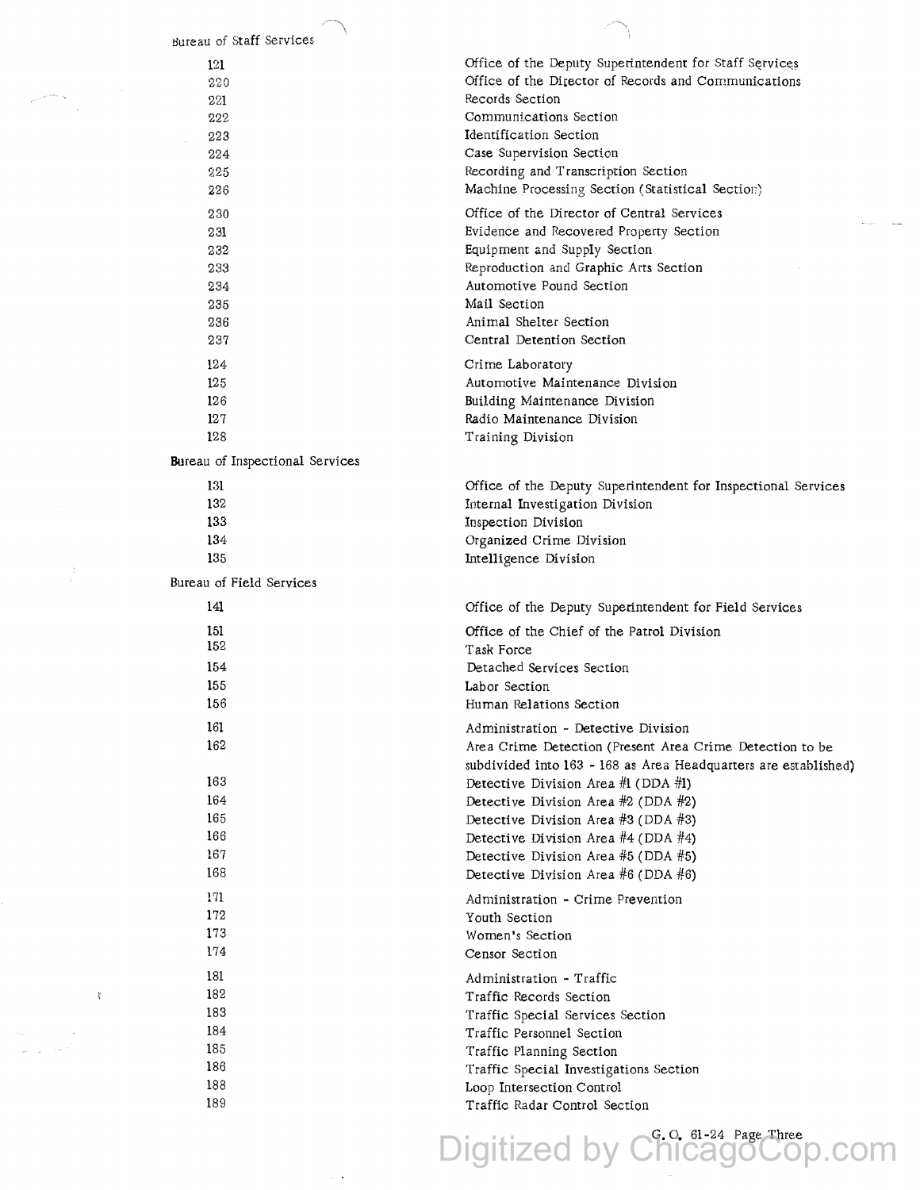Bureau of Staff Services

| | |
|---|---|
| 121 | Office of the Deputy Superintendent for Staff Services |
| 220 | Office of the Director of Records and Communications |
| 221 | Records Section |
| 222 | Communications Section |
| 223 | Identification Section |
| 224 | Case Supervision Section |
| 225 | Recording and Transcription Section |
| 226 | Machine Processing Section (Statistical Section) |
| 230 | Office of the Director of Central Services |
| 231 | Evidence and Recovered Property Section |
| 232 | Equipment and Supply Section |
| 233 | Reproduction and Graphic Arts Section |
| 234 | Automotive Pound Section |
| 235 | Mail Section |
| 236 | Animal Shelter Section |
| 237 | Central Detention Section |
| 124 | Crime Laboratory |
| 125 | Automotive Maintenance Division |
| 126 | Building Maintenance Division |
| 127 | Radio Maintenance Division |
| 128 | Training Division |

Bureau of Inspectional Services

| | |
|---|---|
| 131 | Office of the Deputy Superintendent for Inspectional Services |
| 132 | Internal Investigation Division |
| 133 | Inspection Division |
| 134 | Organized Crime Division |
| 135 | Intelligence Division |

Bureau of Field Services

| | |
|---|---|
| 141 | Office of the Deputy Superintendent for Field Services |
| 151 | Office of the Chief of the Patrol Division |
| 152 | Task Force |
| 154 | Detached Services Section |
| 155 | Labor Section |
| 156 | Human Relations Section |
| 161 | Administration - Detective Division |
| 162 | Area Crime Detection (Present Area Crime Detection to be subdivided into 163 - 168 as Area Headquarters are established) |
| 163 | Detective Division Area #1 (DDA #1) |
| 164 | Detective Division Area #2 (DDA #2) |
| 165 | Detective Division Area #3 (DDA #3) |
| 166 | Detective Division Area #4 (DDA #4) |
| 167 | Detective Division Area #5 (DDA #5) |
| 168 | Detective Division Area #6 (DDA #6) |
| 171 | Administration - Crime Prevention |
| 172 | Youth Section |
| 173 | Women's Section |
| 174 | Censor Section |
| 181 | Administration - Traffic |
| 182 | Traffic Records Section |
| 183 | Traffic Special Services Section |
| 184 | Traffic Personnel Section |
| 185 | Traffic Planning Section |
| 186 | Traffic Special Investigations Section |
| 188 | Loop Intersection Control |
| 189 | Traffic Radar Control Section |

G. O. 61-24 Page Three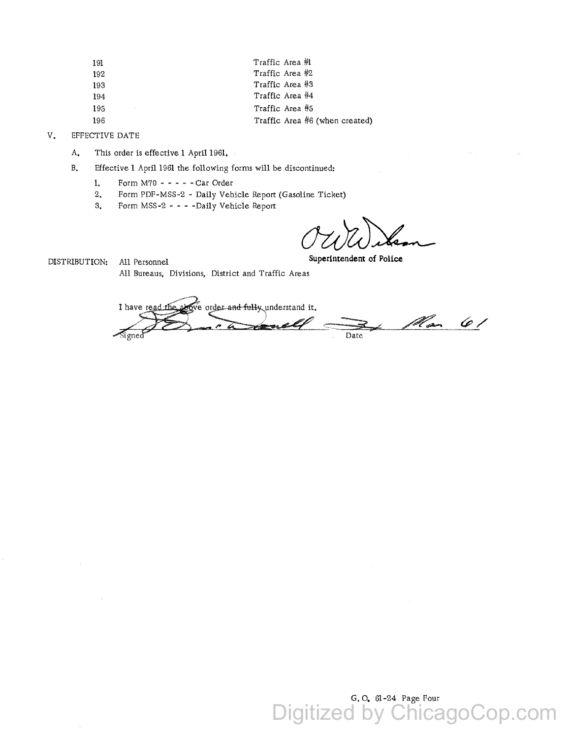| | |
|---|---|
| 191 | Traffic Area #1 |
| 192 | Traffic Area #2 |
| 193 | Traffic Area #3 |
| 194 | Traffic Area #4 |
| 195 | Traffic Area #5 |
| 196 | Traffic Area #6 (when created) |

V. EFFECTIVE DATE

A. This order is effective 1 April 1961.

B. Effective 1 April 1961 the following forms will be discontinued:

1. Form M70 - - - - - Car Order
2. Form PDF-MSS-2 - Daily Vehicle Report (Gasoline Ticket)
3. Form MSS-2 - - - -Daily Vehicle Report

O. W. Wilson
**Superintendent of Police**

DISTRIBUTION: All Personnel
All Bureaus, Divisions, District and Traffic Areas

I have read the above order and fully understand it.

Signed _______________ Date ___ Mar 61

G. O. 61-24 Page Four